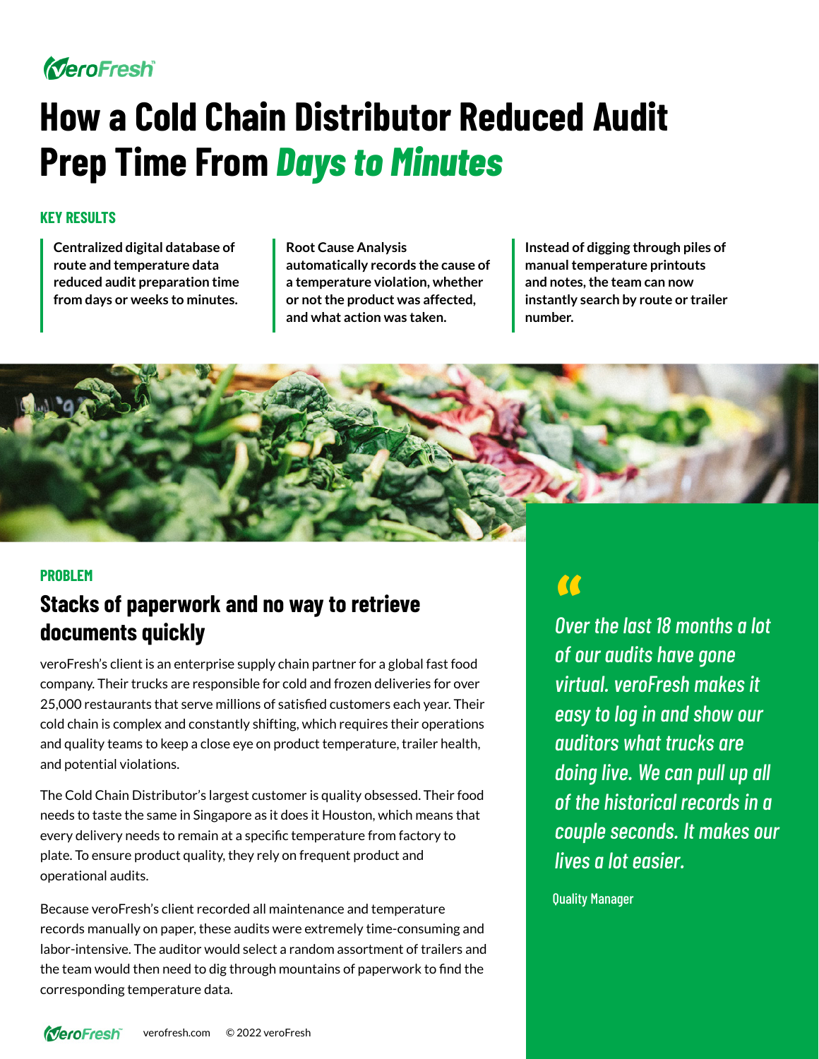# How a Cold Chain Distributor Reduced Audit Prep Time From *Days to Minutes*

## KEY RESULTS

**Centralized digital database of route and temperature data reduced audit preparation time from days or weeks to minutes.**

**Root Cause Analysis automatically records the cause of a temperature violation, whether or not the product was affected, and what action was taken.**

**Instead of digging through piles of manual temperature printouts and notes, the team can now instantly search by route or trailer number.**

## PROBLEM

### Stacks of paperwork and no way to retrieve documents quickly

veroFresh's client is an enterprise supply chain partner for a global fast food company. Their trucks are responsible for cold and frozen deliveries for over 25,000 restaurants that serve millions of satisfied customers each year. Their cold chain is complex and constantly shifting, which requires their operations and quality teams to keep a close eye on product temperature, trailer health, and potential violations.

The Cold Chain Distributor's largest customer is quality obsessed. Their food needs to taste the same in Singapore as it does it Houston, which means that every delivery needs to remain at a specific temperature from factory to plate. To ensure product quality, they rely on frequent product and operational audits.

Because veroFresh's client recorded all maintenance and temperature records manually on paper, these audits were extremely time-consuming and labor-intensive. The auditor would select a random assortment of trailers and the team would then need to dig through mountains of paperwork to find the corresponding temperature data.

> *"Over the last 18 months a lot of our audits have gone virtual. veroFresh makes it easy to log in and show our auditors what trucks are doing live. We can pull up all of the historical records in a couple seconds. It makes our lives a lot easier.*
>
> Quality Manager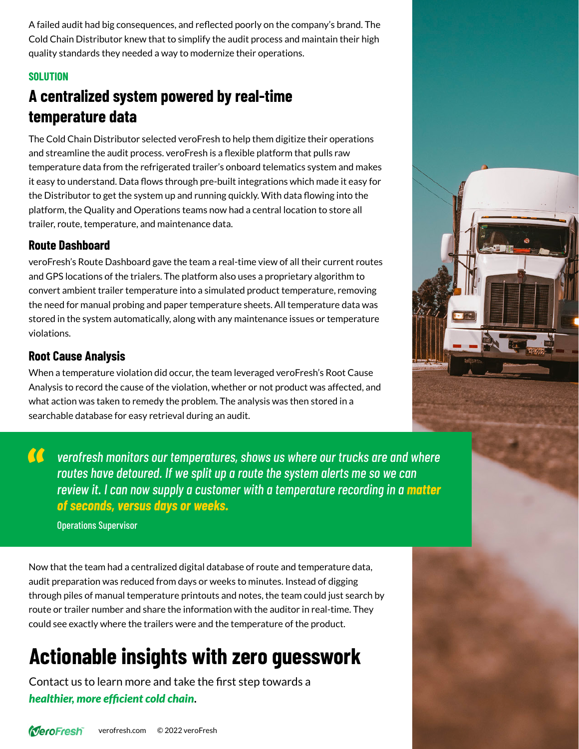A failed audit had big consequences, and reflected poorly on the company's brand. The Cold Chain Distributor knew that to simplify the audit process and maintain their high quality standards they needed a way to modernize their operations.

**SOLUTION**

## A centralized system powered by real-time temperature data

The Cold Chain Distributor selected veroFresh to help them digitize their operations and streamline the audit process. veroFresh is a flexible platform that pulls raw temperature data from the refrigerated trailer's onboard telematics system and makes it easy to understand. Data flows through pre-built integrations which made it easy for the Distributor to get the system up and running quickly. With data flowing into the platform, the Quality and Operations teams now had a central location to store all trailer, route, temperature, and maintenance data.

### Route Dashboard

veroFresh's Route Dashboard gave the team a real-time view of all their current routes and GPS locations of the trialers. The platform also uses a proprietary algorithm to convert ambient trailer temperature into a simulated product temperature, removing the need for manual probing and paper temperature sheets. All temperature data was stored in the system automatically, along with any maintenance issues or temperature violations.

### Root Cause Analysis

When a temperature violation did occur, the team leveraged veroFresh's Root Cause Analysis to record the cause of the violation, whether or not product was affected, and what action was taken to remedy the problem. The analysis was then stored in a searchable database for easy retrieval during an audit.

> *verofresh monitors our temperatures, shows us where our trucks are and where routes have detoured. If we split up a route the system alerts me so we can review it. I can now supply a customer with a temperature recording in a* ***matter of seconds, versus days or weeks.***
>
> Operations Supervisor

Now that the team had a centralized digital database of route and temperature data, audit preparation was reduced from days or weeks to minutes. Instead of digging through piles of manual temperature printouts and notes, the team could just search by route or trailer number and share the information with the auditor in real-time. They could see exactly where the trailers were and the temperature of the product.

# Actionable insights with zero guesswork

Contact us to learn more and take the first step towards a ***healthier, more efficient cold chain***.

veroFresh verofresh.com © 2022 veroFresh